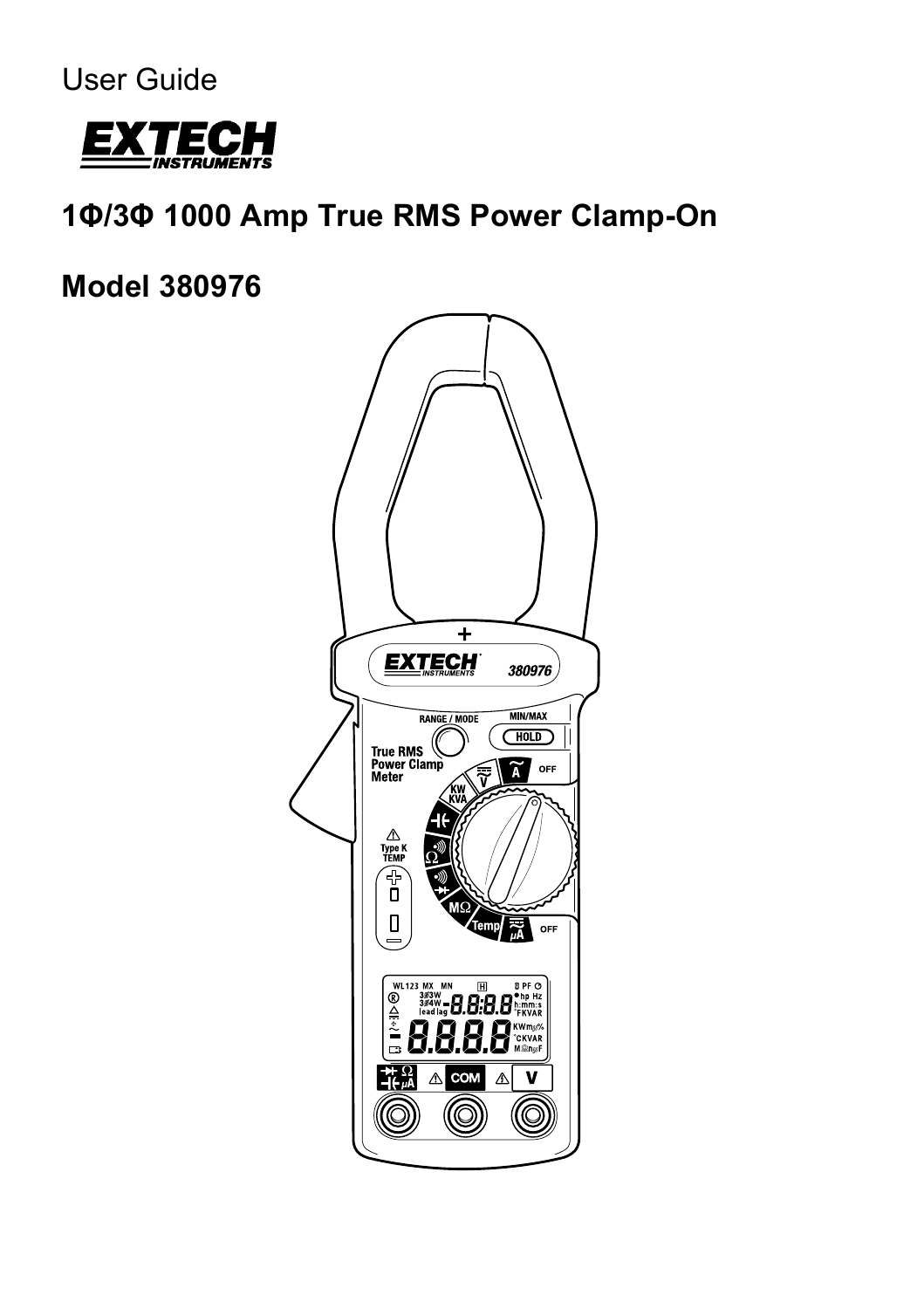User Guide

EXTECH INSTRUMENTS

# 1Φ/3Φ 1000 Amp True RMS Power Clamp-On

# Model 380976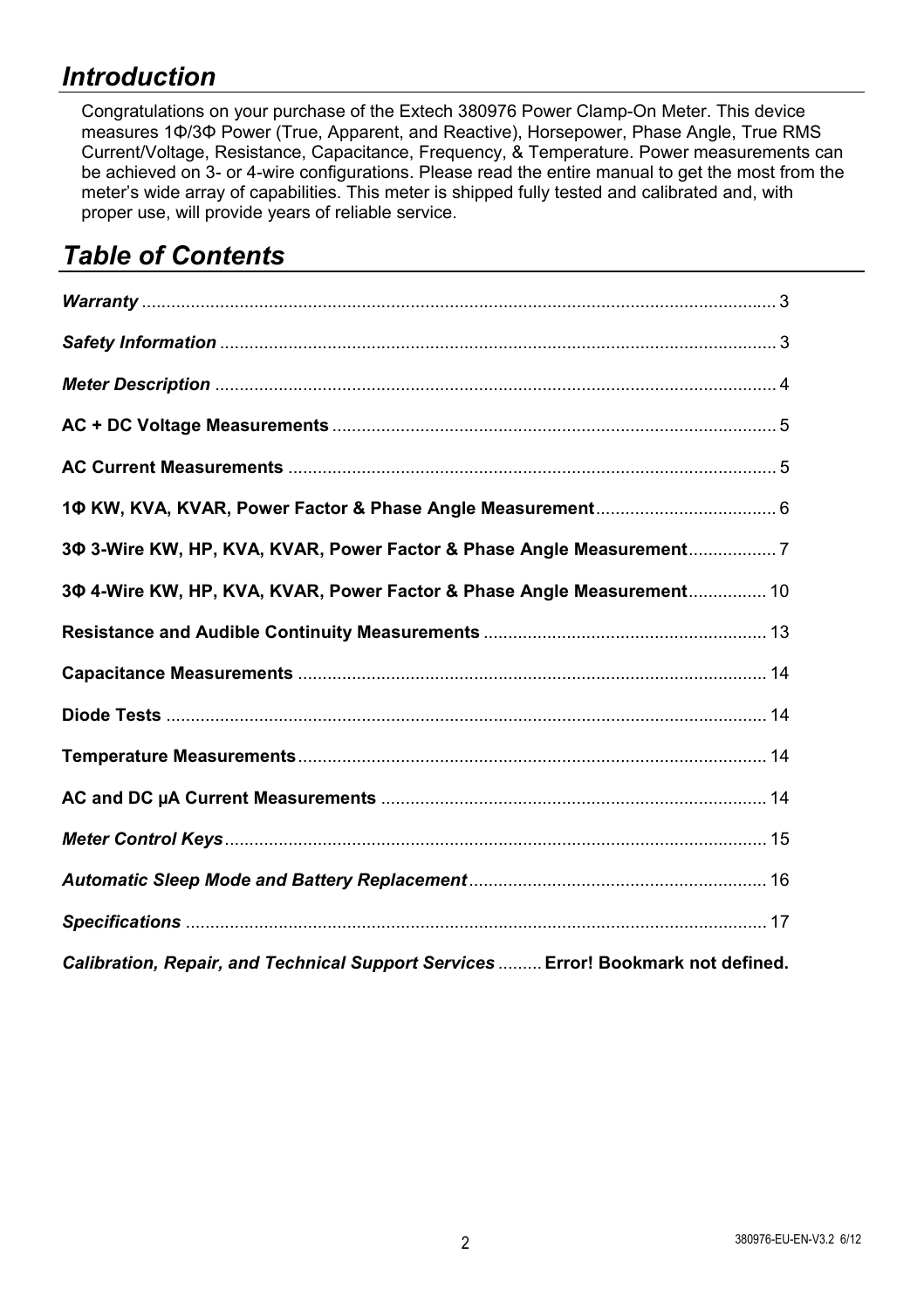# *Introduction*

Congratulations on your purchase of the Extech 380976 Power Clamp-On Meter. This device measures 1Φ/3Φ Power (True, Apparent, and Reactive), Horsepower, Phase Angle, True RMS Current/Voltage, Resistance, Capacitance, Frequency, & Temperature. Power measurements can be achieved on 3- or 4-wire configurations. Please read the entire manual to get the most from the meter's wide array of capabilities. This meter is shipped fully tested and calibrated and, with proper use, will provide years of reliable service.

# *Table of Contents*

***Warranty*** ........................................................................................................................ 3

***Safety Information*** ......................................................................................................... 3

***Meter Description*** .......................................................................................................... 4

**AC + DC Voltage Measurements** .................................................................................. 5

**AC Current Measurements** ........................................................................................... 5

**1Φ KW, KVA, KVAR, Power Factor & Phase Angle Measurement** .................................... 6

**3Φ 3-Wire KW, HP, KVA, KVAR, Power Factor & Phase Angle Measurement** ................. 7

**3Φ 4-Wire KW, HP, KVA, KVAR, Power Factor & Phase Angle Measurement** ............... 10

**Resistance and Audible Continuity Measurements** ........................................................ 13

**Capacitance Measurements** ......................................................................................... 14

**Diode Tests** .................................................................................................................. 14

**Temperature Measurements** ........................................................................................ 14

**AC and DC µA Current Measurements** ......................................................................... 14

***Meter Control Keys*** ...................................................................................................... 15

***Automatic Sleep Mode and Battery Replacement*** ....................................................... 16

***Specifications*** ............................................................................................................... 17

***Calibration, Repair, and Technical Support Services*** ......... **Error! Bookmark not defined.**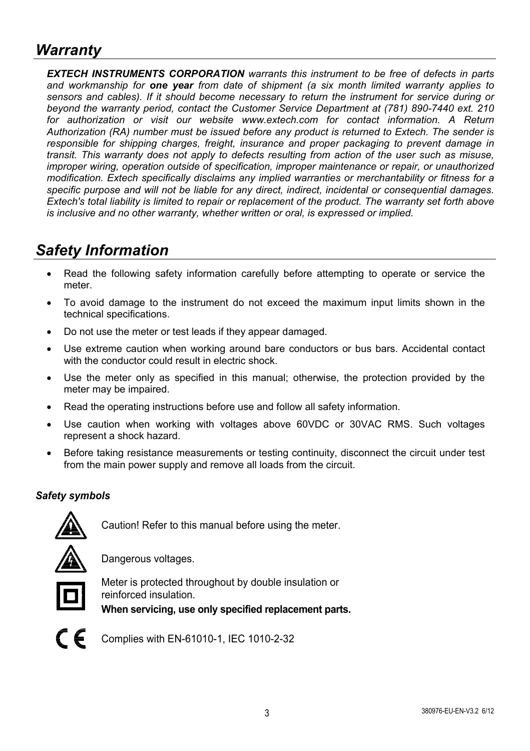## *Warranty*

***EXTECH INSTRUMENTS CORPORATION** warrants this instrument to be free of defects in parts and workmanship for **one year** from date of shipment (a six month limited warranty applies to sensors and cables). If it should become necessary to return the instrument for service during or beyond the warranty period, contact the Customer Service Department at (781) 890-7440 ext. 210 for authorization or visit our website www.extech.com for contact information. A Return Authorization (RA) number must be issued before any product is returned to Extech. The sender is responsible for shipping charges, freight, insurance and proper packaging to prevent damage in transit. This warranty does not apply to defects resulting from action of the user such as misuse, improper wiring, operation outside of specification, improper maintenance or repair, or unauthorized modification. Extech specifically disclaims any implied warranties or merchantability or fitness for a specific purpose and will not be liable for any direct, indirect, incidental or consequential damages. Extech's total liability is limited to repair or replacement of the product. The warranty set forth above is inclusive and no other warranty, whether written or oral, is expressed or implied.*

## *Safety Information*

- Read the following safety information carefully before attempting to operate or service the meter.
- To avoid damage to the instrument do not exceed the maximum input limits shown in the technical specifications.
- Do not use the meter or test leads if they appear damaged.
- Use extreme caution when working around bare conductors or bus bars. Accidental contact with the conductor could result in electric shock.
- Use the meter only as specified in this manual; otherwise, the protection provided by the meter may be impaired.
- Read the operating instructions before use and follow all safety information.
- Use caution when working with voltages above 60VDC or 30VAC RMS. Such voltages represent a shock hazard.
- Before taking resistance measurements or testing continuity, disconnect the circuit under test from the main power supply and remove all loads from the circuit.

### *Safety symbols*

Caution! Refer to this manual before using the meter.

Dangerous voltages.

Meter is protected throughout by double insulation or reinforced insulation.
**When servicing, use only specified replacement parts.**

Complies with EN-61010-1, IEC 1010-2-32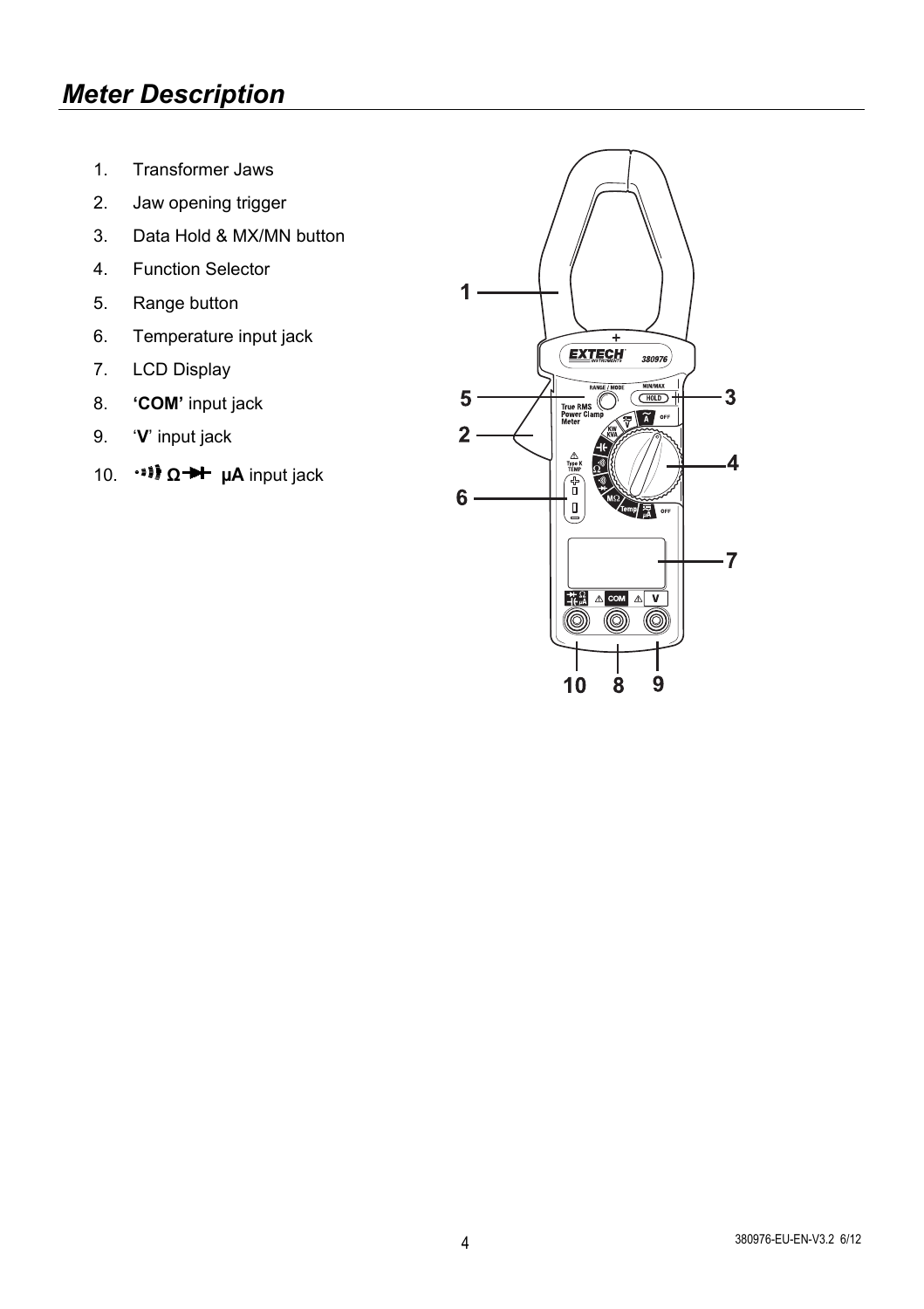# Meter Description

1. Transformer Jaws
2. Jaw opening trigger
3. Data Hold & MX/MN button
4. Function Selector
5. Range button
6. Temperature input jack
7. LCD Display
8. **'COM'** input jack
9. '**V**' input jack
10. •))) **Ω** ➔|– **μA** input jack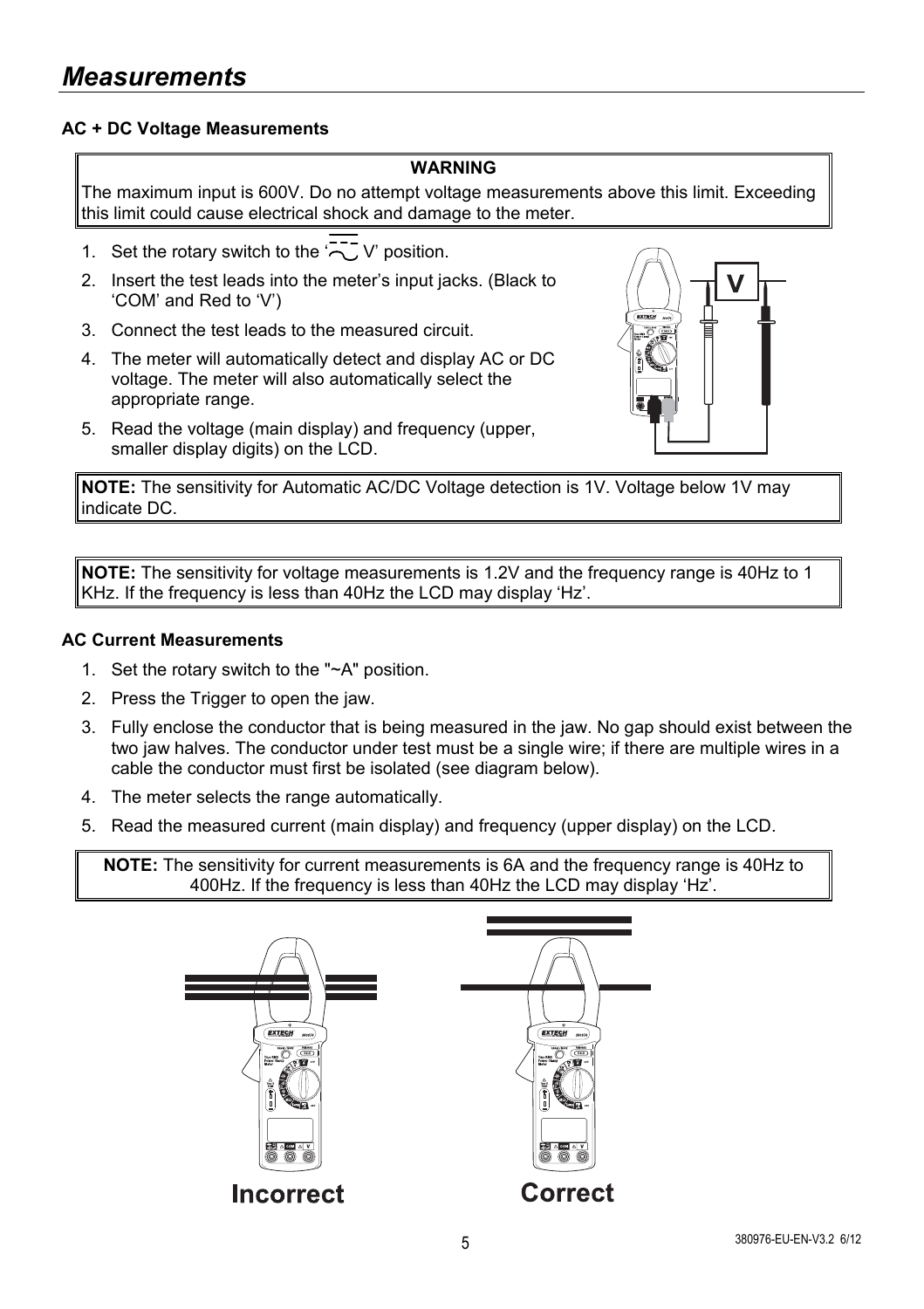# Measurements

**AC + DC Voltage Measurements**

> **WARNING**
>
> The maximum input is 600V. Do no attempt voltage measurements above this limit. Exceeding this limit could cause electrical shock and damage to the meter.

1. Set the rotary switch to the '⎓∿ V' position.
2. Insert the test leads into the meter's input jacks. (Black to 'COM' and Red to 'V')
3. Connect the test leads to the measured circuit.
4. The meter will automatically detect and display AC or DC voltage. The meter will also automatically select the appropriate range.
5. Read the voltage (main display) and frequency (upper, smaller display digits) on the LCD.

> **NOTE:** The sensitivity for Automatic AC/DC Voltage detection is 1V. Voltage below 1V may indicate DC.

> **NOTE:** The sensitivity for voltage measurements is 1.2V and the frequency range is 40Hz to 1 KHz. If the frequency is less than 40Hz the LCD may display 'Hz'.

**AC Current Measurements**

1. Set the rotary switch to the "~A" position.
2. Press the Trigger to open the jaw.
3. Fully enclose the conductor that is being measured in the jaw. No gap should exist between the two jaw halves. The conductor under test must be a single wire; if there are multiple wires in a cable the conductor must first be isolated (see diagram below).
4. The meter selects the range automatically.
5. Read the measured current (main display) and frequency (upper display) on the LCD.

> **NOTE:** The sensitivity for current measurements is 6A and the frequency range is 40Hz to 400Hz. If the frequency is less than 40Hz the LCD may display 'Hz'.

Incorrect        Correct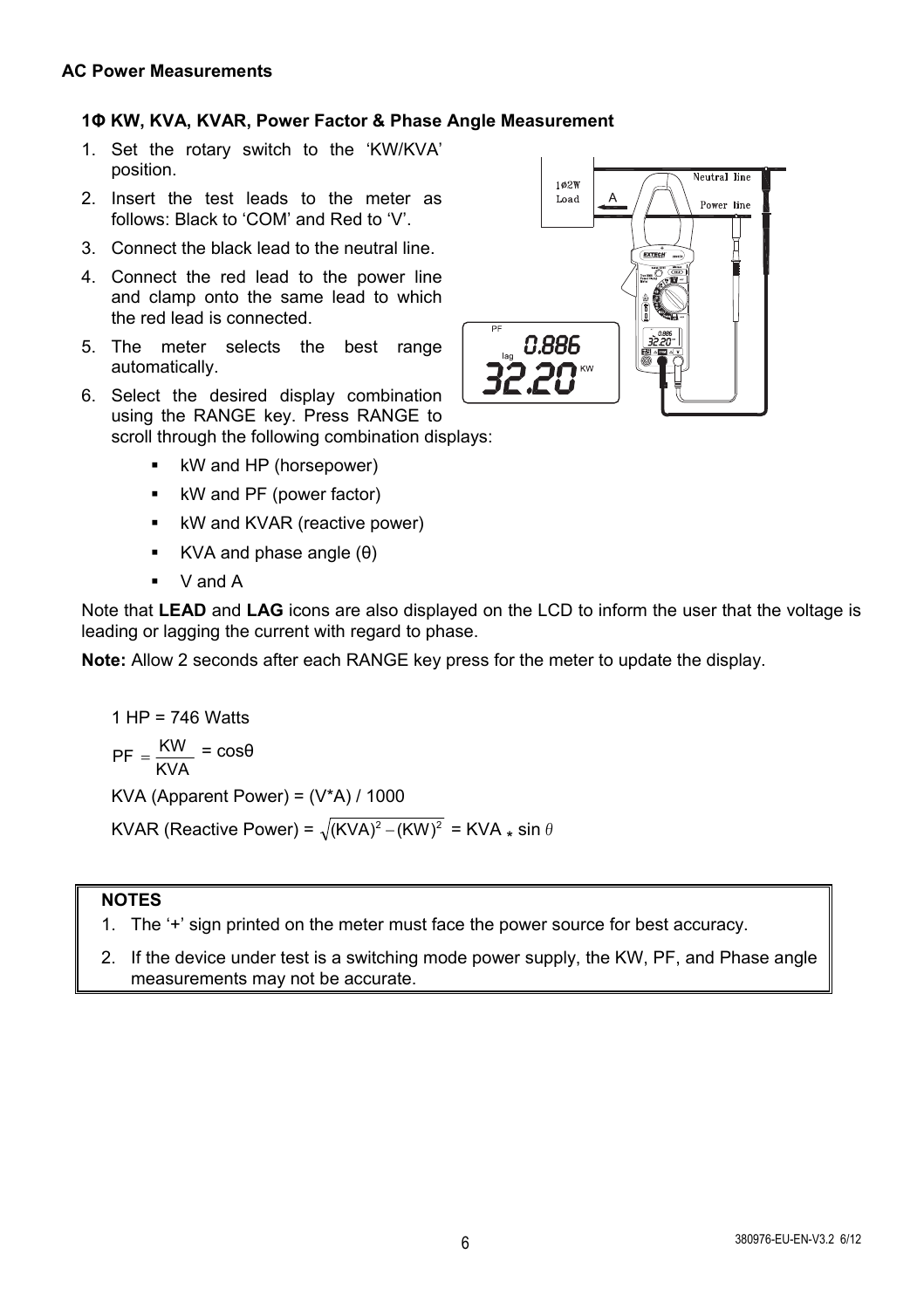**AC Power Measurements**

**1Φ KW, KVA, KVAR, Power Factor & Phase Angle Measurement**

1. Set the rotary switch to the 'KW/KVA' position.
2. Insert the test leads to the meter as follows: Black to 'COM' and Red to 'V'.
3. Connect the black lead to the neutral line.
4. Connect the red lead to the power line and clamp onto the same lead to which the red lead is connected.
5. The meter selects the best range automatically.
6. Select the desired display combination using the RANGE key. Press RANGE to scroll through the following combination displays:
   - kW and HP (horsepower)
   - kW and PF (power factor)
   - kW and KVAR (reactive power)
   - KVA and phase angle (θ)
   - V and A

Note that **LEAD** and **LAG** icons are also displayed on the LCD to inform the user that the voltage is leading or lagging the current with regard to phase.

**Note:** Allow 2 seconds after each RANGE key press for the meter to update the display.

1 HP = 746 Watts

$PF = \frac{KW}{KVA} = \cos\theta$

KVA (Apparent Power) = (V*A) / 1000

KVAR (Reactive Power) = $\sqrt{(KVA)^2 - (KW)^2}$ = KVA * sin $\theta$

**NOTES**

1. The '+' sign printed on the meter must face the power source for best accuracy.
2. If the device under test is a switching mode power supply, the KW, PF, and Phase angle measurements may not be accurate.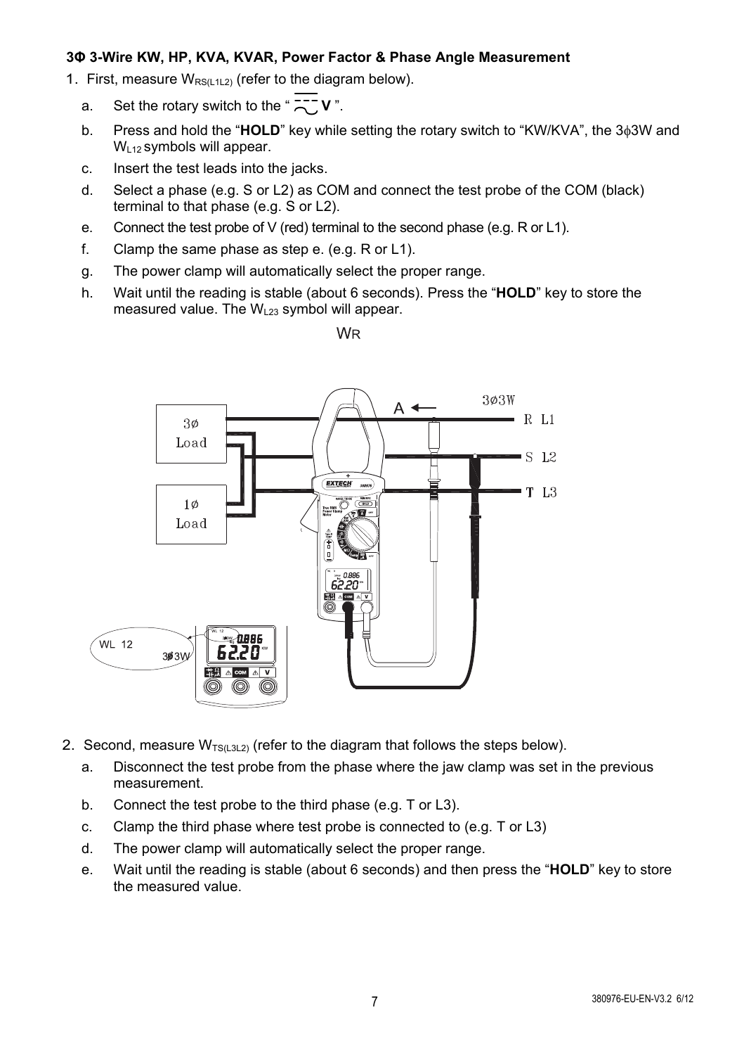### 3Φ 3-Wire KW, HP, KVA, KVAR, Power Factor & Phase Angle Measurement

1. First, measure $W_{RS(L1L2)}$ (refer to the diagram below).
   a. Set the rotary switch to the " $\overline{\sim}$ **V** ".
   b. Press and hold the "**HOLD**" key while setting the rotary switch to "KW/KVA", the 3ϕ3W and $W_{L12}$ symbols will appear.
   c. Insert the test leads into the jacks.
   d. Select a phase (e.g. S or L2) as COM and connect the test probe of the COM (black) terminal to that phase (e.g. S or L2).
   e. Connect the test probe of V (red) terminal to the second phase (e.g. R or L1).
   f. Clamp the same phase as step e. (e.g. R or L1).
   g. The power clamp will automatically select the proper range.
   h. Wait until the reading is stable (about 6 seconds). Press the "**HOLD**" key to store the measured value. The $W_{L23}$ symbol will appear.

WR

2. Second, measure $W_{TS(L3L2)}$ (refer to the diagram that follows the steps below).
   a. Disconnect the test probe from the phase where the jaw clamp was set in the previous measurement.
   b. Connect the test probe to the third phase (e.g. T or L3).
   c. Clamp the third phase where test probe is connected to (e.g. T or L3)
   d. The power clamp will automatically select the proper range.
   e. Wait until the reading is stable (about 6 seconds) and then press the "**HOLD**" key to store the measured value.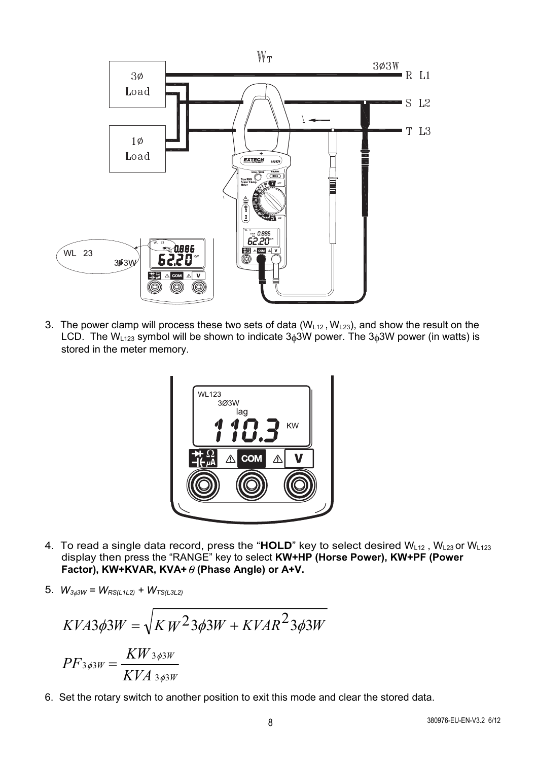3. The power clamp will process these two sets of data ($W_{L12}$, $W_{L23}$), and show the result on the LCD. The $W_{L123}$ symbol will be shown to indicate $3\phi 3W$ power. The $3\phi 3W$ power (in watts) is stored in the meter memory.

4. To read a single data record, press the "**HOLD**" key to select desired $W_{L12}$, $W_{L23}$ or $W_{L123}$ display then press the "RANGE" key to select **KW+HP (Horse Power), KW+PF (Power Factor), KW+KVAR, KVA+ $\theta$ (Phase Angle) or A+V.**

5. $W_{3\phi 3W} = W_{RS(L1L2)} + W_{TS(L3L2)}$

$$KVA3\phi 3W = \sqrt{KW^2 3\phi 3W + KVAR^2 3\phi 3W}$$

$$PF_{3\phi 3W} = \frac{KW_{3\phi 3W}}{KVA_{3\phi 3W}}$$

6. Set the rotary switch to another position to exit this mode and clear the stored data.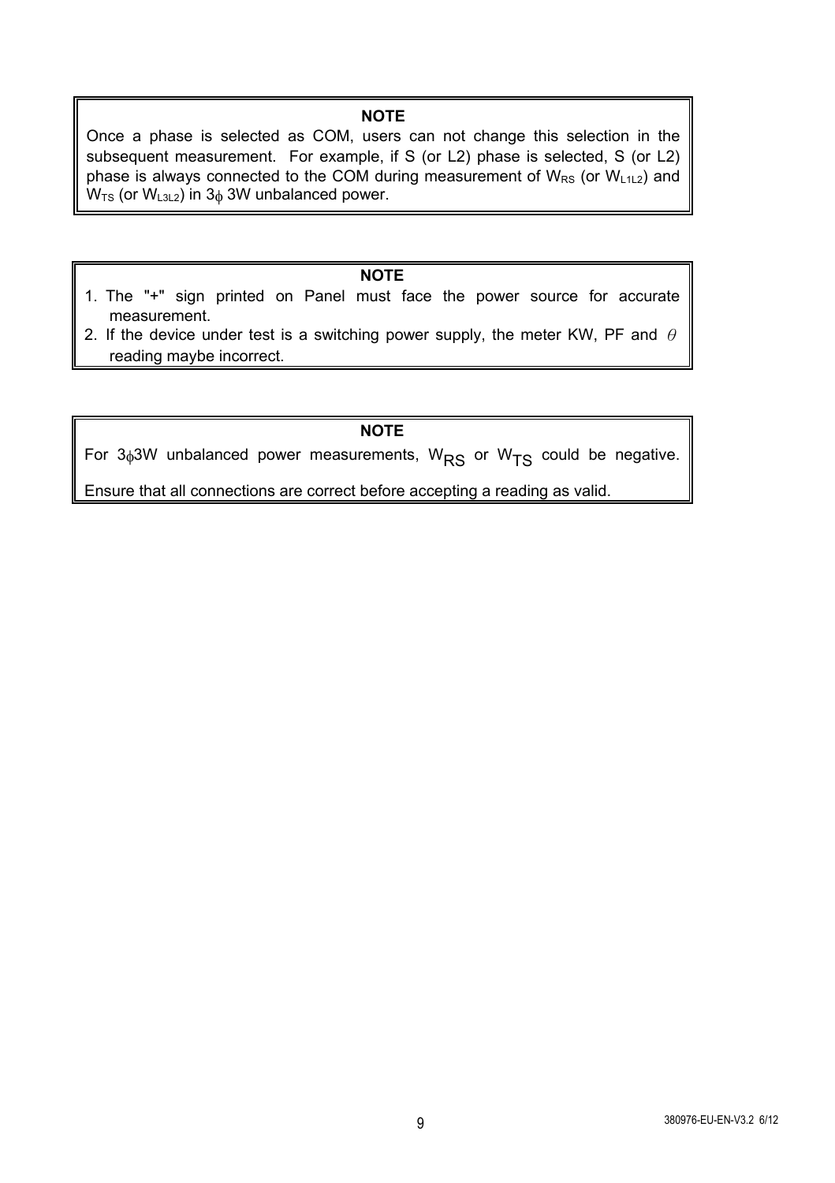**NOTE**

Once a phase is selected as COM, users can not change this selection in the subsequent measurement. For example, if S (or L2) phase is selected, S (or L2) phase is always connected to the COM during measurement of $W_{RS}$ (or $W_{L1L2}$) and $W_{TS}$ (or $W_{L3L2}$) in 3$\phi$ 3W unbalanced power.

**NOTE**

1. The "+" sign printed on Panel must face the power source for accurate measurement.
2. If the device under test is a switching power supply, the meter KW, PF and $\theta$ reading maybe incorrect.

**NOTE**

For 3$\phi$3W unbalanced power measurements, $W_{RS}$ or $W_{TS}$ could be negative.

Ensure that all connections are correct before accepting a reading as valid.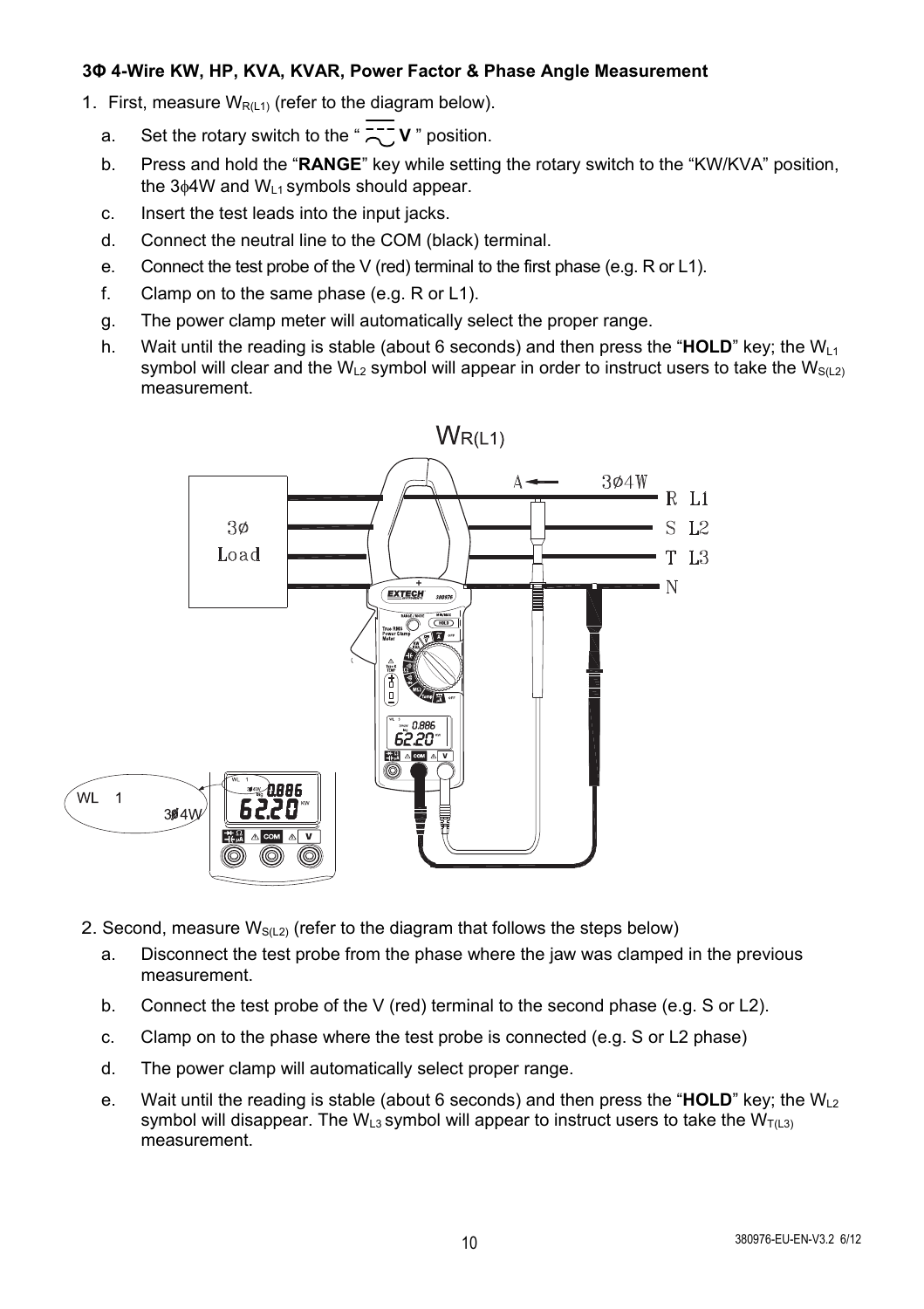**3Φ 4-Wire KW, HP, KVA, KVAR, Power Factor & Phase Angle Measurement**

1. First, measure $W_{R(L1)}$ (refer to the diagram below).
   a. Set the rotary switch to the " $\overline{\sim}$ **V** " position.
   b. Press and hold the "**RANGE**" key while setting the rotary switch to the "KW/KVA" position, the 3ϕ4W and $W_{L1}$ symbols should appear.
   c. Insert the test leads into the input jacks.
   d. Connect the neutral line to the COM (black) terminal.
   e. Connect the test probe of the V (red) terminal to the first phase (e.g. R or L1).
   f. Clamp on to the same phase (e.g. R or L1).
   g. The power clamp meter will automatically select the proper range.
   h. Wait until the reading is stable (about 6 seconds) and then press the "**HOLD**" key; the $W_{L1}$ symbol will clear and the $W_{L2}$ symbol will appear in order to instruct users to take the $W_{S(L2)}$ measurement.

$W_{R(L1)}$

2. Second, measure $W_{S(L2)}$ (refer to the diagram that follows the steps below)
   a. Disconnect the test probe from the phase where the jaw was clamped in the previous measurement.
   b. Connect the test probe of the V (red) terminal to the second phase (e.g. S or L2).
   c. Clamp on to the phase where the test probe is connected (e.g. S or L2 phase)
   d. The power clamp will automatically select proper range.
   e. Wait until the reading is stable (about 6 seconds) and then press the "**HOLD**" key; the $W_{L2}$ symbol will disappear. The $W_{L3}$ symbol will appear to instruct users to take the $W_{T(L3)}$ measurement.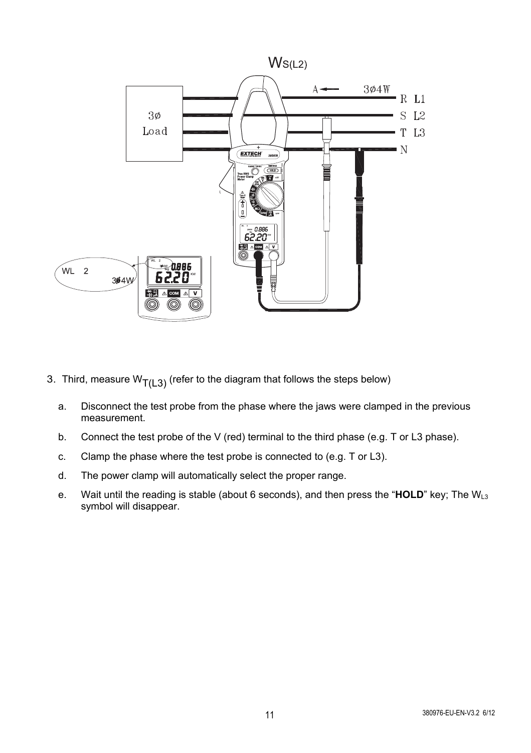$W_{S(L2)}$

3. Third, measure $W_{T(L3)}$ (refer to the diagram that follows the steps below)

   a. Disconnect the test probe from the phase where the jaws were clamped in the previous measurement.

   b. Connect the test probe of the V (red) terminal to the third phase (e.g. T or L3 phase).

   c. Clamp the phase where the test probe is connected to (e.g. T or L3).

   d. The power clamp will automatically select the proper range.

   e. Wait until the reading is stable (about 6 seconds), and then press the "**HOLD**" key; The $W_{L3}$ symbol will disappear.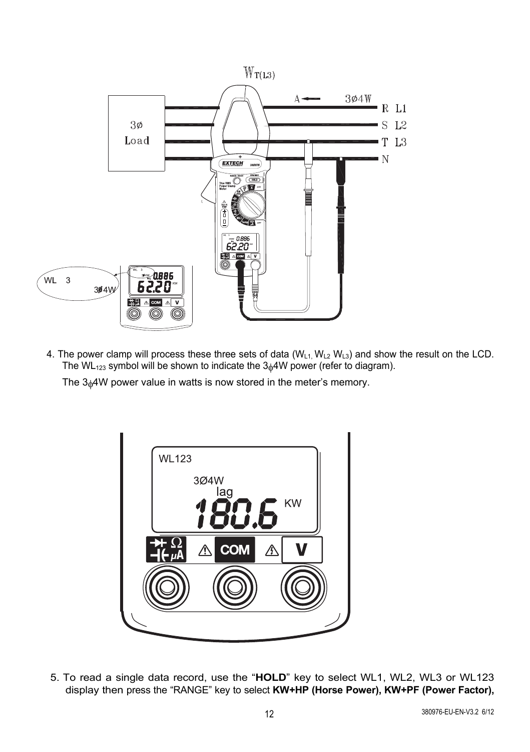4. The power clamp will process these three sets of data ($W_{L1}$, $W_{L2}$ $W_{L3}$) and show the result on the LCD. The $WL_{123}$ symbol will be shown to indicate the 3ϕ4W power (refer to diagram).

   The 3ϕ4W power value in watts is now stored in the meter's memory.

5. To read a single data record, use the "**HOLD**" key to select WL1, WL2, WL3 or WL123 display then press the "RANGE" key to select **KW+HP (Horse Power), KW+PF (Power Factor),**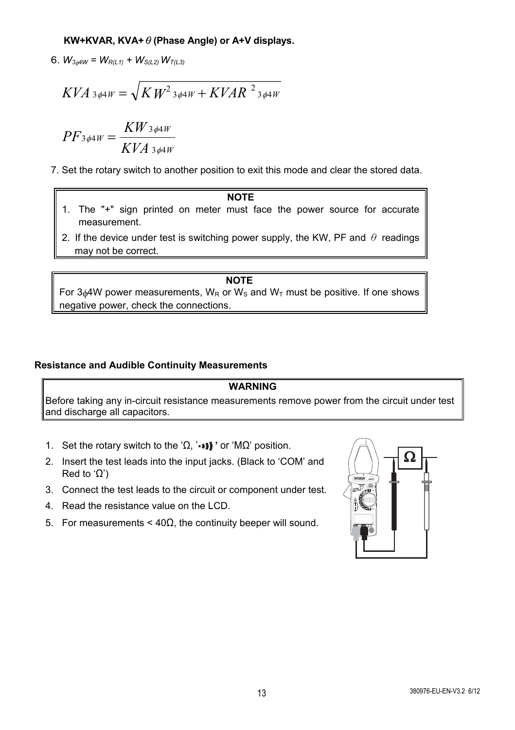**KW+KVAR, KVA+ $\theta$ (Phase Angle) or A+V displays.**

6. $W_{3\phi 4W} = W_{R(L1)} + W_{S(L2)} W_{T(L3)}$

$$KVA_{3\phi 4W} = \sqrt{KW^2{}_{3\phi 4W} + KVAR^2{}_{3\phi 4W}}$$

$$PF_{3\phi 4W} = \frac{KW_{3\phi 4W}}{KVA_{3\phi 4W}}$$

7. Set the rotary switch to another position to exit this mode and clear the stored data.

**NOTE**

1. The "+" sign printed on meter must face the power source for accurate measurement.
2. If the device under test is switching power supply, the KW, PF and $\theta$ readings may not be correct.

**NOTE**

For $3\phi 4W$ power measurements, $W_R$ or $W_S$ and $W_T$ must be positive. If one shows negative power, check the connections.

### Resistance and Audible Continuity Measurements

**WARNING**

Before taking any in-circuit resistance measurements remove power from the circuit under test and discharge all capacitors.

1. Set the rotary switch to the 'Ω, '•))) ' or 'MΩ' position.
2. Insert the test leads into the input jacks. (Black to 'COM' and Red to 'Ω')
3. Connect the test leads to the circuit or component under test.
4. Read the resistance value on the LCD.
5. For measurements < 40Ω, the continuity beeper will sound.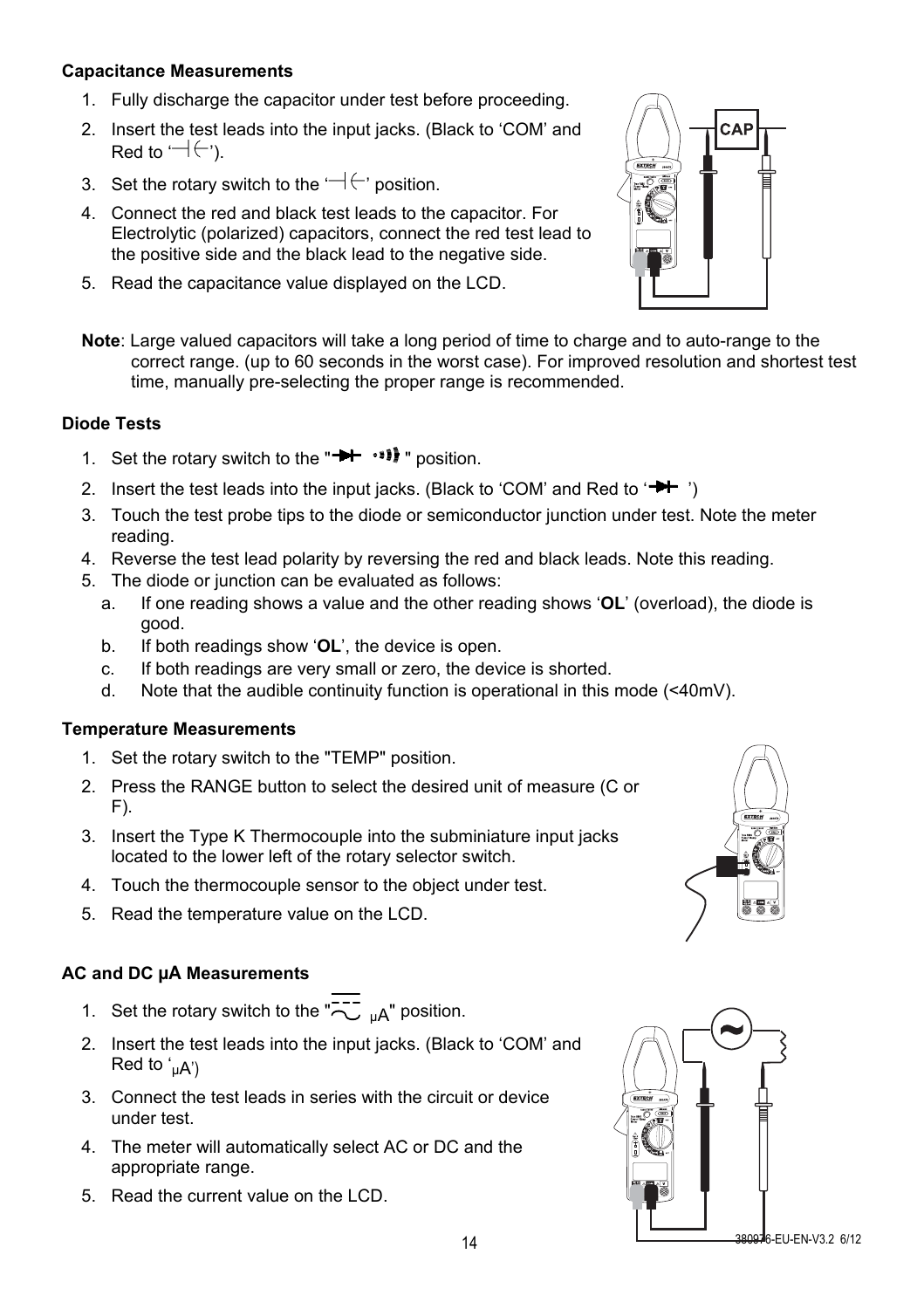### Capacitance Measurements

1. Fully discharge the capacitor under test before proceeding.
2. Insert the test leads into the input jacks. (Black to 'COM' and Red to '⊣(−').
3. Set the rotary switch to the '⊣(−' position.
4. Connect the red and black test leads to the capacitor. For Electrolytic (polarized) capacitors, connect the red test lead to the positive side and the black lead to the negative side.
5. Read the capacitance value displayed on the LCD.

**Note**: Large valued capacitors will take a long period of time to charge and to auto-range to the correct range. (up to 60 seconds in the worst case). For improved resolution and shortest test time, manually pre-selecting the proper range is recommended.

### Diode Tests

1. Set the rotary switch to the "→|- ·)))" position.
2. Insert the test leads into the input jacks. (Black to 'COM' and Red to '→|-')
3. Touch the test probe tips to the diode or semiconductor junction under test. Note the meter reading.
4. Reverse the test lead polarity by reversing the red and black leads. Note this reading.
5. The diode or junction can be evaluated as follows:
   a. If one reading shows a value and the other reading shows '**OL**' (overload), the diode is good.
   b. If both readings show '**OL**', the device is open.
   c. If both readings are very small or zero, the device is shorted.
   d. Note that the audible continuity function is operational in this mode (<40mV).

### Temperature Measurements

1. Set the rotary switch to the "TEMP" position.
2. Press the RANGE button to select the desired unit of measure (C or F).
3. Insert the Type K Thermocouple into the subminiature input jacks located to the lower left of the rotary selector switch.
4. Touch the thermocouple sensor to the object under test.
5. Read the temperature value on the LCD.

### AC and DC µA Measurements

1. Set the rotary switch to the "⎓∼ µA" position.
2. Insert the test leads into the input jacks. (Black to 'COM' and Red to 'µA')
3. Connect the test leads in series with the circuit or device under test.
4. The meter will automatically select AC or DC and the appropriate range.
5. Read the current value on the LCD.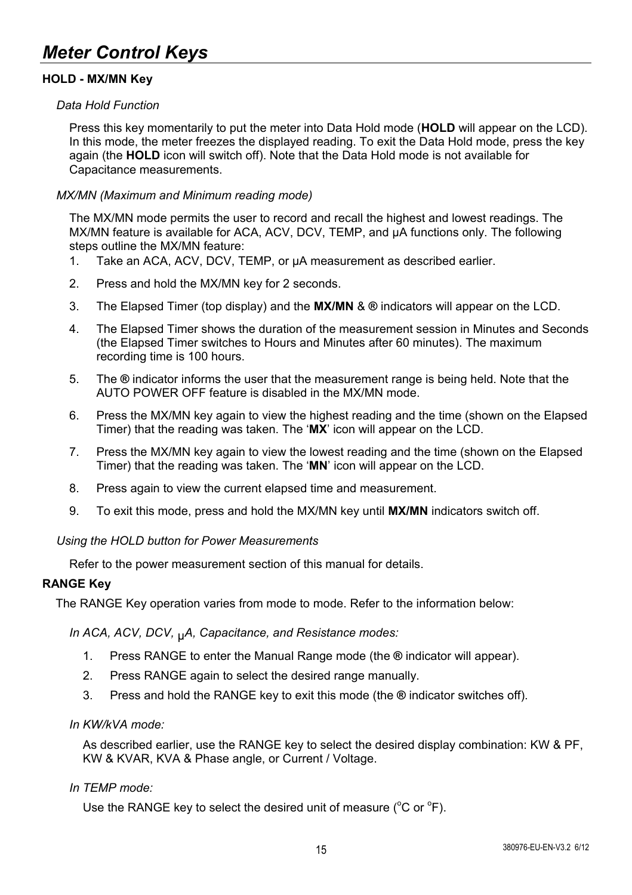# Meter Control Keys

### HOLD - MX/MN Key

*Data Hold Function*

Press this key momentarily to put the meter into Data Hold mode (**HOLD** will appear on the LCD). In this mode, the meter freezes the displayed reading. To exit the Data Hold mode, press the key again (the **HOLD** icon will switch off). Note that the Data Hold mode is not available for Capacitance measurements.

*MX/MN (Maximum and Minimum reading mode)*

The MX/MN mode permits the user to record and recall the highest and lowest readings. The MX/MN feature is available for ACA, ACV, DCV, TEMP, and μA functions only. The following steps outline the MX/MN feature:

1. Take an ACA, ACV, DCV, TEMP, or μA measurement as described earlier.
2. Press and hold the MX/MN key for 2 seconds.
3. The Elapsed Timer (top display) and the **MX/MN** & **®** indicators will appear on the LCD.
4. The Elapsed Timer shows the duration of the measurement session in Minutes and Seconds (the Elapsed Timer switches to Hours and Minutes after 60 minutes). The maximum recording time is 100 hours.
5. The **®** indicator informs the user that the measurement range is being held. Note that the AUTO POWER OFF feature is disabled in the MX/MN mode.
6. Press the MX/MN key again to view the highest reading and the time (shown on the Elapsed Timer) that the reading was taken. The '**MX**' icon will appear on the LCD.
7. Press the MX/MN key again to view the lowest reading and the time (shown on the Elapsed Timer) that the reading was taken. The '**MN**' icon will appear on the LCD.
8. Press again to view the current elapsed time and measurement.
9. To exit this mode, press and hold the MX/MN key until **MX/MN** indicators switch off.

*Using the HOLD button for Power Measurements*

Refer to the power measurement section of this manual for details.

### RANGE Key

The RANGE Key operation varies from mode to mode. Refer to the information below:

*In ACA, ACV, DCV, μA, Capacitance, and Resistance modes:*

1. Press RANGE to enter the Manual Range mode (the **®** indicator will appear).
2. Press RANGE again to select the desired range manually.
3. Press and hold the RANGE key to exit this mode (the **®** indicator switches off).

*In KW/kVA mode:*

As described earlier, use the RANGE key to select the desired display combination: KW & PF, KW & KVAR, KVA & Phase angle, or Current / Voltage.

*In TEMP mode:*

Use the RANGE key to select the desired unit of measure ($^{o}$C or $^{o}$F).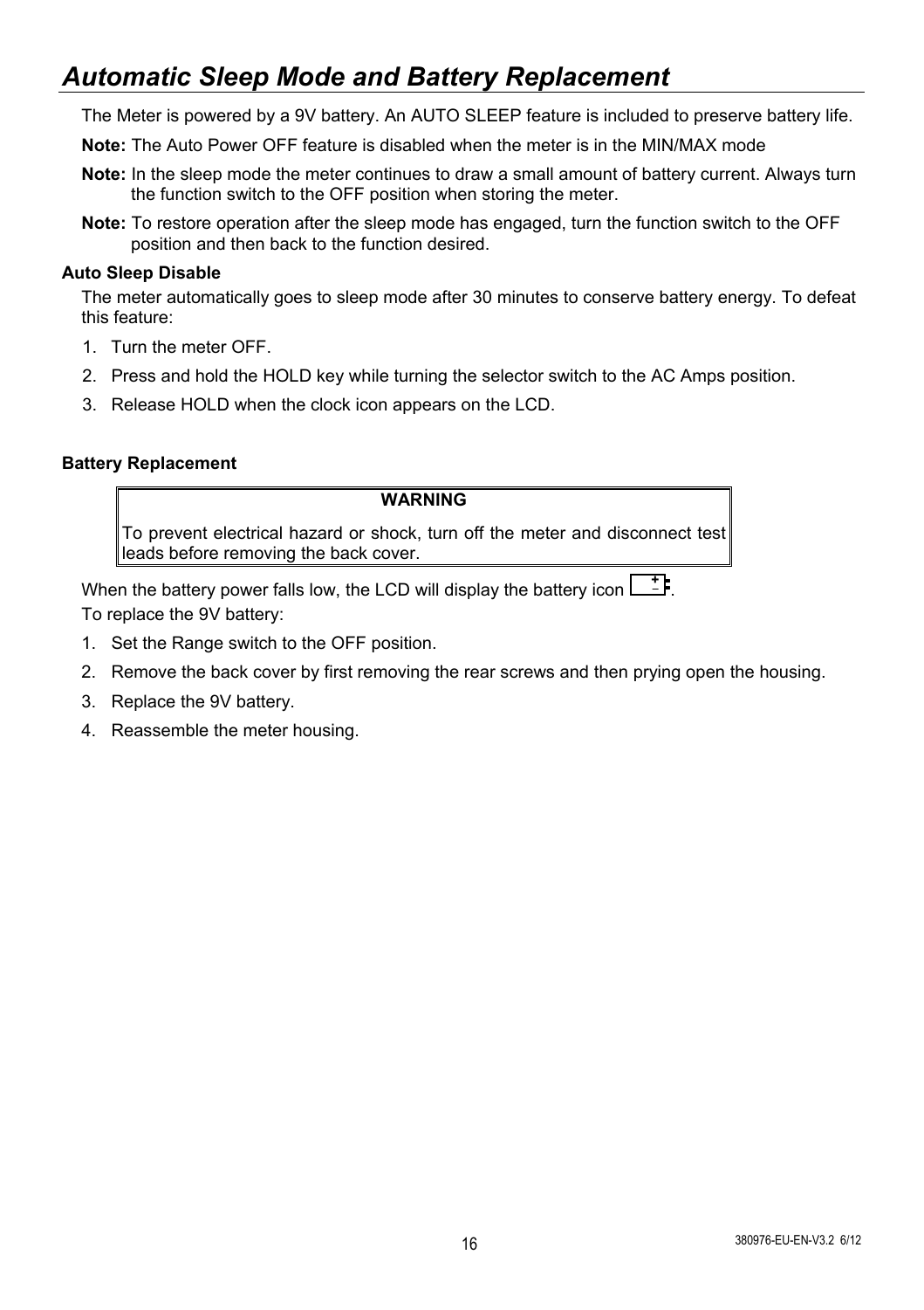# *Automatic Sleep Mode and Battery Replacement*

The Meter is powered by a 9V battery. An AUTO SLEEP feature is included to preserve battery life.

**Note:** The Auto Power OFF feature is disabled when the meter is in the MIN/MAX mode

**Note:** In the sleep mode the meter continues to draw a small amount of battery current. Always turn the function switch to the OFF position when storing the meter.

**Note:** To restore operation after the sleep mode has engaged, turn the function switch to the OFF position and then back to the function desired.

**Auto Sleep Disable**

The meter automatically goes to sleep mode after 30 minutes to conserve battery energy. To defeat this feature:

1. Turn the meter OFF.
2. Press and hold the HOLD key while turning the selector switch to the AC Amps position.
3. Release HOLD when the clock icon appears on the LCD.

**Battery Replacement**

| WARNING |
| --- |
| To prevent electrical hazard or shock, turn off the meter and disconnect test leads before removing the back cover. |

When the battery power falls low, the LCD will display the battery icon.

To replace the 9V battery:

1. Set the Range switch to the OFF position.
2. Remove the back cover by first removing the rear screws and then prying open the housing.
3. Replace the 9V battery.
4. Reassemble the meter housing.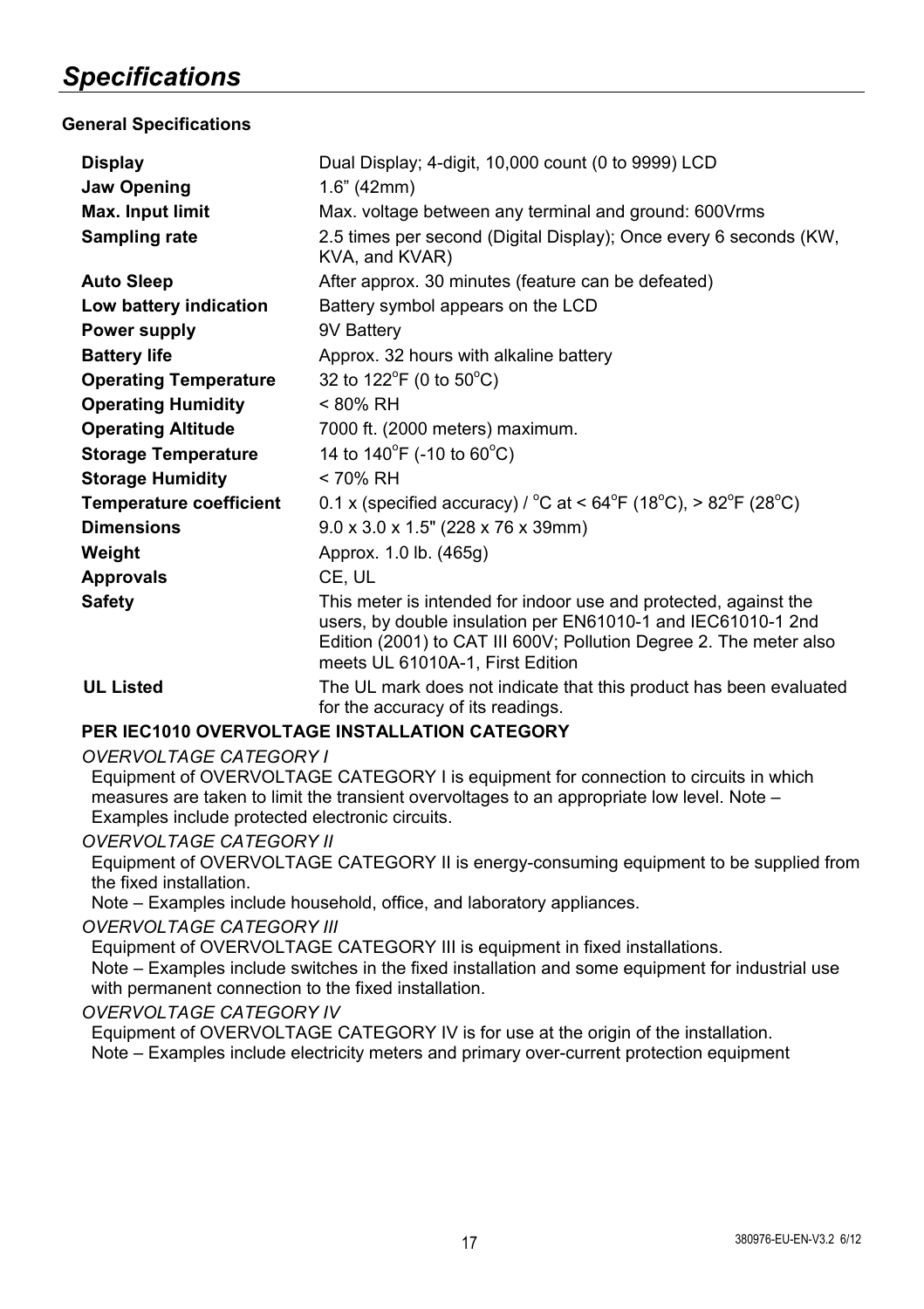# *Specifications*

**General Specifications**

| | |
|---|---|
| **Display** | Dual Display; 4-digit, 10,000 count (0 to 9999) LCD |
| **Jaw Opening** | 1.6" (42mm) |
| **Max. Input limit** | Max. voltage between any terminal and ground: 600Vrms |
| **Sampling rate** | 2.5 times per second (Digital Display); Once every 6 seconds (KW, KVA, and KVAR) |
| **Auto Sleep** | After approx. 30 minutes (feature can be defeated) |
| **Low battery indication** | Battery symbol appears on the LCD |
| **Power supply** | 9V Battery |
| **Battery life** | Approx. 32 hours with alkaline battery |
| **Operating Temperature** | 32 to 122°F (0 to 50°C) |
| **Operating Humidity** | < 80% RH |
| **Operating Altitude** | 7000 ft. (2000 meters) maximum. |
| **Storage Temperature** | 14 to 140°F (-10 to 60°C) |
| **Storage Humidity** | < 70% RH |
| **Temperature coefficient** | 0.1 x (specified accuracy) / °C at < 64°F (18°C), > 82°F (28°C) |
| **Dimensions** | 9.0 x 3.0 x 1.5" (228 x 76 x 39mm) |
| **Weight** | Approx. 1.0 lb. (465g) |
| **Approvals** | CE, UL |
| **Safety** | This meter is intended for indoor use and protected, against the users, by double insulation per EN61010-1 and IEC61010-1 2nd Edition (2001) to CAT III 600V; Pollution Degree 2. The meter also meets UL 61010A-1, First Edition |
| **UL Listed** | The UL mark does not indicate that this product has been evaluated for the accuracy of its readings. |

**PER IEC1010 OVERVOLTAGE INSTALLATION CATEGORY**

*OVERVOLTAGE CATEGORY I*

Equipment of OVERVOLTAGE CATEGORY I is equipment for connection to circuits in which measures are taken to limit the transient overvoltages to an appropriate low level. Note – Examples include protected electronic circuits.

*OVERVOLTAGE CATEGORY II*

Equipment of OVERVOLTAGE CATEGORY II is energy-consuming equipment to be supplied from the fixed installation.

Note – Examples include household, office, and laboratory appliances.

*OVERVOLTAGE CATEGORY III*

Equipment of OVERVOLTAGE CATEGORY III is equipment in fixed installations.

Note – Examples include switches in the fixed installation and some equipment for industrial use with permanent connection to the fixed installation.

*OVERVOLTAGE CATEGORY IV*

Equipment of OVERVOLTAGE CATEGORY IV is for use at the origin of the installation.

Note – Examples include electricity meters and primary over-current protection equipment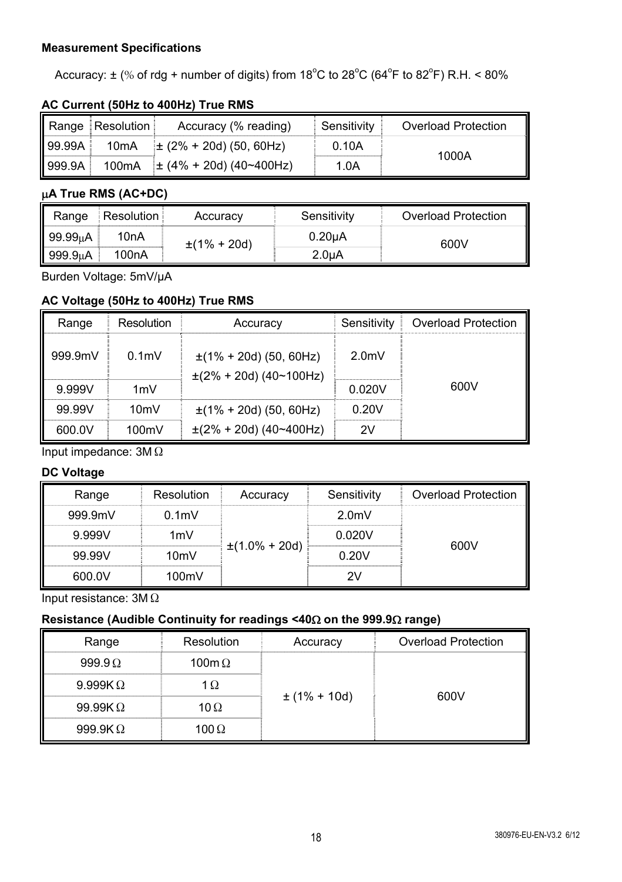### Measurement Specifications

Accuracy: ± (% of rdg + number of digits) from 18°C to 28°C (64°F to 82°F) R.H. < 80%

**AC Current (50Hz to 400Hz) True RMS**

| Range | Resolution | Accuracy (% reading) | Sensitivity | Overload Protection |
|---|---|---|---|---|
| 99.99A | 10mA | ± (2% + 20d) (50, 60Hz) | 0.10A | 1000A |
| 999.9A | 100mA | ± (4% + 20d) (40~400Hz) | 1.0A | |

**μA True RMS (AC+DC)**

| Range | Resolution | Accuracy | Sensitivity | Overload Protection |
|---|---|---|---|---|
| 99.99μA | 10nA | ±(1% + 20d) | 0.20μA | 600V |
| 999.9μA | 100nA | | 2.0μA | |

Burden Voltage: 5mV/μA

**AC Voltage (50Hz to 400Hz) True RMS**

| Range | Resolution | Accuracy | Sensitivity | Overload Protection |
|---|---|---|---|---|
| 999.9mV | 0.1mV | ±(1% + 20d) (50, 60Hz)<br>±(2% + 20d) (40~100Hz) | 2.0mV | 600V |
| 9.999V | 1mV | | 0.020V | |
| 99.99V | 10mV | ±(1% + 20d) (50, 60Hz) | 0.20V | |
| 600.0V | 100mV | ±(2% + 20d) (40~400Hz) | 2V | |

Input impedance: 3MΩ

**DC Voltage**

| Range | Resolution | Accuracy | Sensitivity | Overload Protection |
|---|---|---|---|---|
| 999.9mV | 0.1mV | ±(1.0% + 20d) | 2.0mV | 600V |
| 9.999V | 1mV | | 0.020V | |
| 99.99V | 10mV | | 0.20V | |
| 600.0V | 100mV | | 2V | |

Input resistance: 3MΩ

**Resistance (Audible Continuity for readings <40Ω on the 999.9Ω range)**

| Range | Resolution | Accuracy | Overload Protection |
|---|---|---|---|
| 999.9Ω | 100mΩ | ± (1% + 10d) | 600V |
| 9.999KΩ | 1Ω | | |
| 99.99KΩ | 10Ω | | |
| 999.9KΩ | 100Ω | | |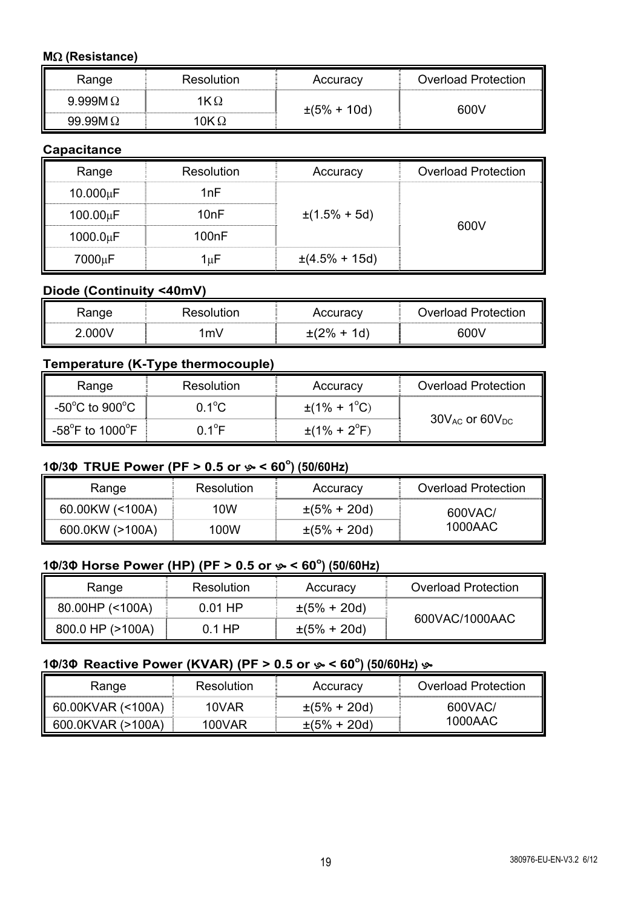### MΩ (Resistance)

| Range | Resolution | Accuracy | Overload Protection |
|---|---|---|---|
| 9.999MΩ | 1KΩ | ±(5% + 10d) | 600V |
| 99.99MΩ | 10KΩ | | |

### Capacitance

| Range | Resolution | Accuracy | Overload Protection |
|---|---|---|---|
| 10.000μF | 1nF | ±(1.5% + 5d) | 600V |
| 100.00μF | 10nF | | |
| 1000.0μF | 100nF | | |
| 7000μF | 1μF | ±(4.5% + 15d) | |

### Diode (Continuity <40mV)

| Range | Resolution | Accuracy | Overload Protection |
|---|---|---|---|
| 2.000V | 1mV | ±(2% + 1d) | 600V |

### Temperature (K-Type thermocouple)

| Range | Resolution | Accuracy | Overload Protection |
|---|---|---|---|
| -50°C to 900°C | 0.1°C | ±(1% + 1°C) | $30V_{AC}$ or $60V_{DC}$ |
| -58°F to 1000°F | 0.1°F | ±(1% + 2°F) | |

### 1Φ/3Φ TRUE Power (PF > 0.5 or φ < 60°) (50/60Hz)

| Range | Resolution | Accuracy | Overload Protection |
|---|---|---|---|
| 60.00KW (<100A) | 10W | ±(5% + 20d) | 600VAC/ 1000AAC |
| 600.0KW (>100A) | 100W | ±(5% + 20d) | |

### 1Φ/3Φ Horse Power (HP) (PF > 0.5 or φ < 60°) (50/60Hz)

| Range | Resolution | Accuracy | Overload Protection |
|---|---|---|---|
| 80.00HP (<100A) | 0.01 HP | ±(5% + 20d) | 600VAC/1000AAC |
| 800.0 HP (>100A) | 0.1 HP | ±(5% + 20d) | |

### 1Φ/3Φ Reactive Power (KVAR) (PF > 0.5 or φ < 60°) (50/60Hz) φ

| Range | Resolution | Accuracy | Overload Protection |
|---|---|---|---|
| 60.00KVAR (<100A) | 10VAR | ±(5% + 20d) | 600VAC/ 1000AAC |
| 600.0KVAR (>100A) | 100VAR | ±(5% + 20d) | |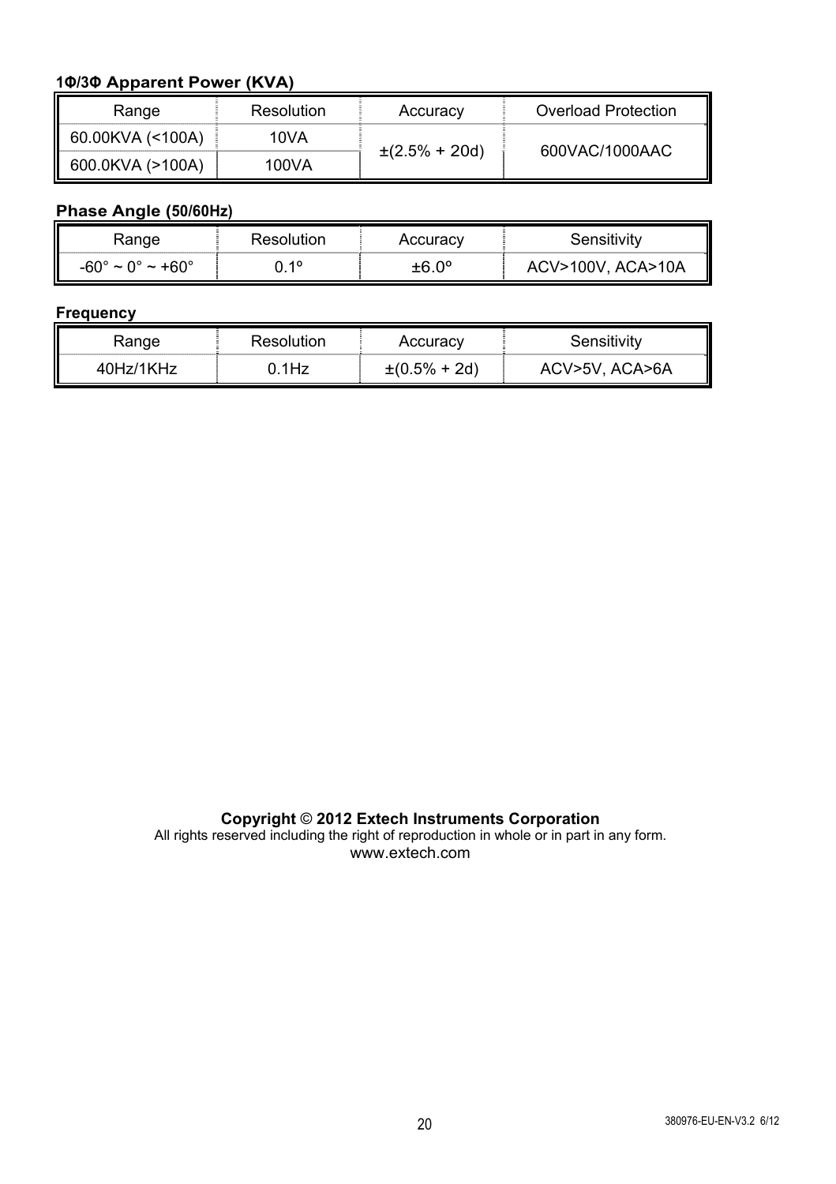**1Φ/3Φ Apparent Power (KVA)**

| Range | Resolution | Accuracy | Overload Protection |
|---|---|---|---|
| 60.00KVA (<100A) | 10VA | ±(2.5% + 20d) | 600VAC/1000AAC |
| 600.0KVA (>100A) | 100VA | | |

**Phase Angle (50/60Hz)**

| Range | Resolution | Accuracy | Sensitivity |
|---|---|---|---|
| -60° ~ 0° ~ +60° | 0.1º | ±6.0º | ACV>100V, ACA>10A |

**Frequency**

| Range | Resolution | Accuracy | Sensitivity |
|---|---|---|---|
| 40Hz/1KHz | 0.1Hz | ±(0.5% + 2d) | ACV>5V, ACA>6A |

**Copyright © 2012 Extech Instruments Corporation**

All rights reserved including the right of reproduction in whole or in part in any form.

www.extech.com

380976-EU-EN-V3.2 6/12